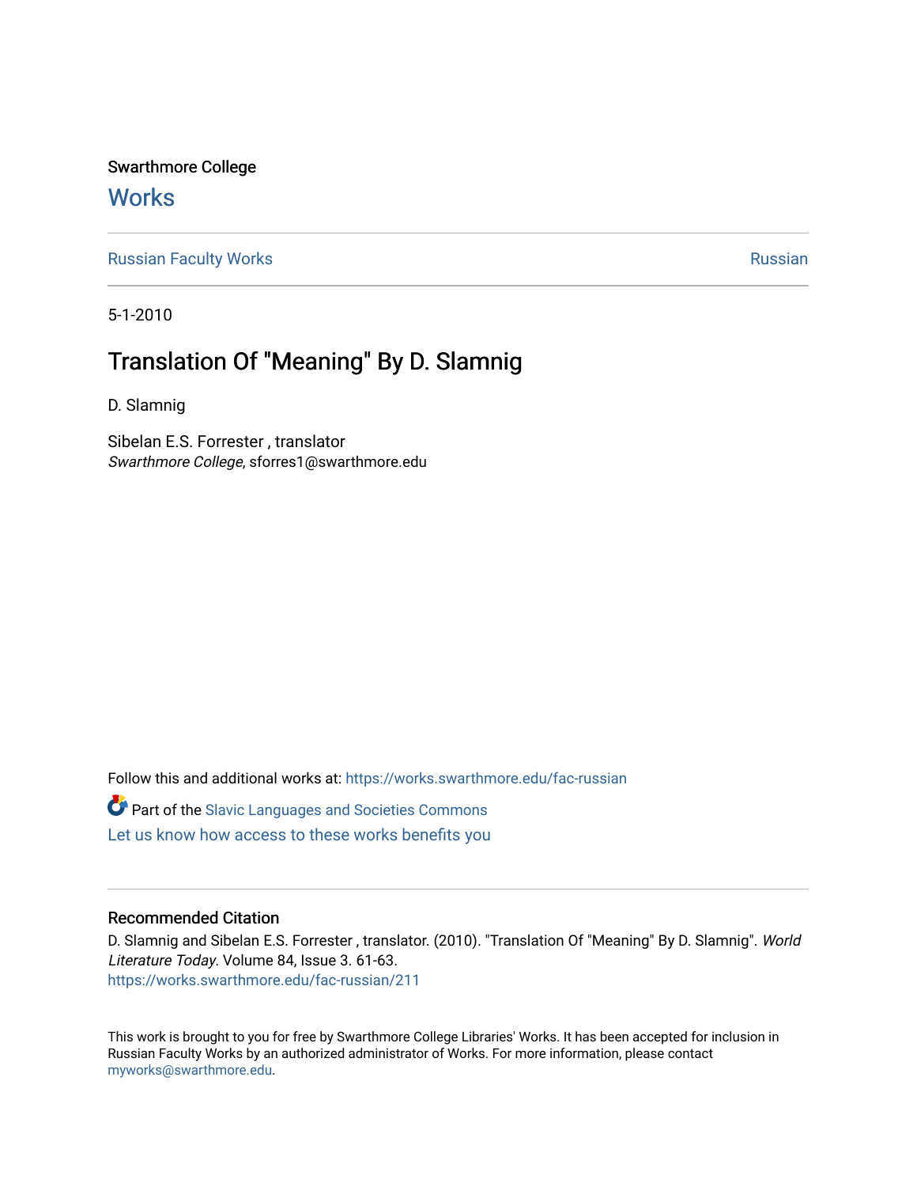Swarthmore College

# Works

Russian Faculty Works | Russian

5-1-2010

## Translation Of "Meaning" By D. Slamnig

D. Slamnig

Sibelan E.S. Forrester , translator
*Swarthmore College*, sforres1@swarthmore.edu

Follow this and additional works at: https://works.swarthmore.edu/fac-russian

Part of the Slavic Languages and Societies Commons

Let us know how access to these works benefits you

### Recommended Citation

D. Slamnig and Sibelan E.S. Forrester , translator. (2010). "Translation Of "Meaning" By D. Slamnig". *World Literature Today*. Volume 84, Issue 3. 61-63.
https://works.swarthmore.edu/fac-russian/211

This work is brought to you for free by Swarthmore College Libraries' Works. It has been accepted for inclusion in Russian Faculty Works by an authorized administrator of Works. For more information, please contact myworks@swarthmore.edu.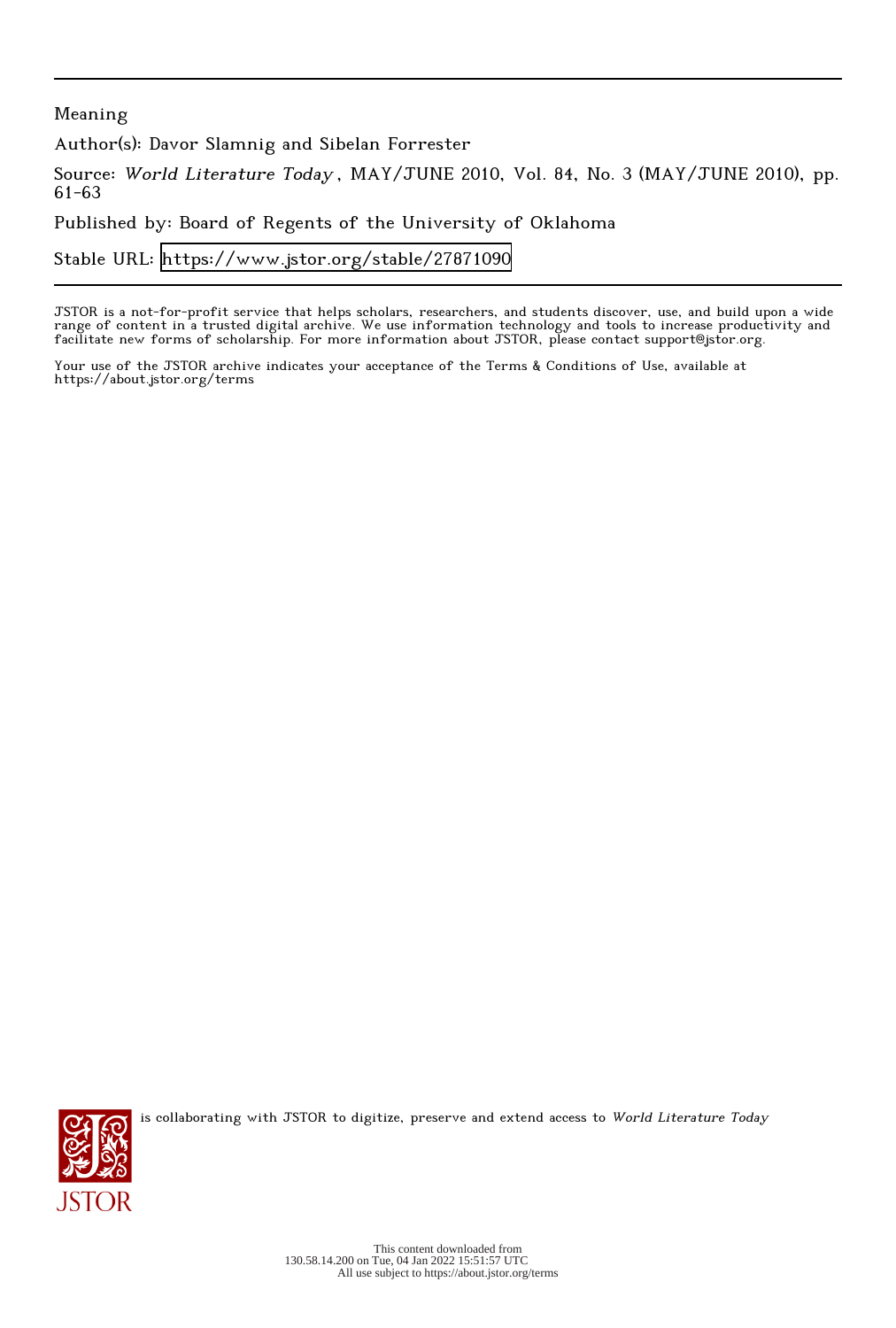Meaning

Author(s): Davor Slamnig and Sibelan Forrester

Source: *World Literature Today* , MAY/JUNE 2010, Vol. 84, No. 3 (MAY/JUNE 2010), pp. 61-63

Published by: Board of Regents of the University of Oklahoma

Stable URL: https://www.jstor.org/stable/27871090

JSTOR is a not-for-profit service that helps scholars, researchers, and students discover, use, and build upon a wide range of content in a trusted digital archive. We use information technology and tools to increase productivity and facilitate new forms of scholarship. For more information about JSTOR, please contact support@jstor.org.

Your use of the JSTOR archive indicates your acceptance of the Terms & Conditions of Use, available at https://about.jstor.org/terms

is collaborating with JSTOR to digitize, preserve and extend access to *World Literature Today*

This content downloaded from 130.58.14.200 on Tue, 04 Jan 2022 15:51:57 UTC
All use subject to https://about.jstor.org/terms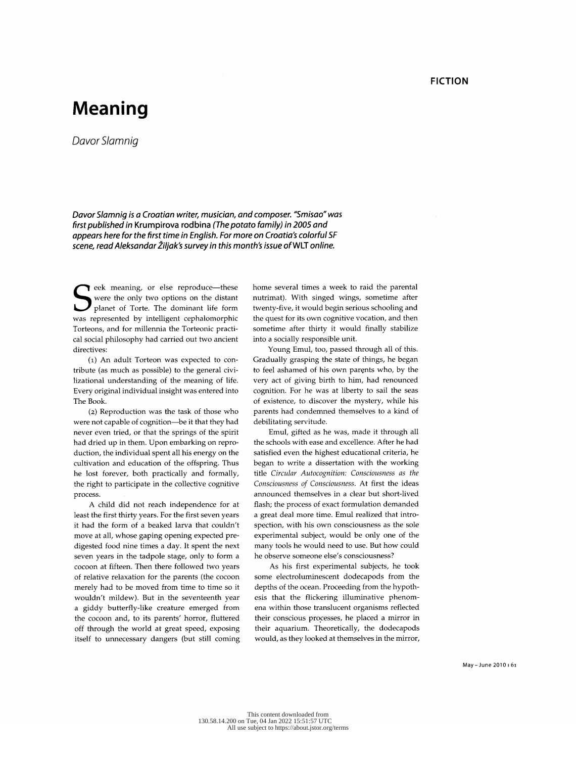FICTION

# Meaning

*Davor Slamnig*

***Davor Slamnig is a Croatian writer, musician, and composer. "Smisao" was first published in* Krumpirova rodbina *(The potato family) in 2005 and appears here for the first time in English. For more on Croatia's colorful SF scene, read Aleksandar Žiljak's survey in this month's issue of* WLT *online.***

Seek meaning, or else reproduce—these were the only two options on the distant planet of Torte. The dominant life form was represented by intelligent cephalomorphic Torteons, and for millennia the Torteonic practical social philosophy had carried out two ancient directives:

(1) An adult Torteon was expected to contribute (as much as possible) to the general civilizational understanding of the meaning of life. Every original individual insight was entered into The Book.

(2) Reproduction was the task of those who were not capable of cognition—be it that they had never even tried, or that the springs of the spirit had dried up in them. Upon embarking on reproduction, the individual spent all his energy on the cultivation and education of the offspring. Thus he lost forever, both practically and formally, the right to participate in the collective cognitive process.

A child did not reach independence for at least the first thirty years. For the first seven years it had the form of a beaked larva that couldn't move at all, whose gaping opening expected predigested food nine times a day. It spent the next seven years in the tadpole stage, only to form a cocoon at fifteen. Then there followed two years of relative relaxation for the parents (the cocoon merely had to be moved from time to time so it wouldn't mildew). But in the seventeenth year a giddy butterfly-like creature emerged from the cocoon and, to its parents' horror, fluttered off through the world at great speed, exposing itself to unnecessary dangers (but still coming home several times a week to raid the parental nutrimat). With singed wings, sometime after twenty-five, it would begin serious schooling and the quest for its own cognitive vocation, and then sometime after thirty it would finally stabilize into a socially responsible unit.

Young Emul, too, passed through all of this. Gradually grasping the state of things, he began to feel ashamed of his own parents who, by the very act of giving birth to him, had renounced cognition. For he was at liberty to sail the seas of existence, to discover the mystery, while his parents had condemned themselves to a kind of debilitating servitude.

Emul, gifted as he was, made it through all the schools with ease and excellence. After he had satisfied even the highest educational criteria, he began to write a dissertation with the working title *Circular Autocognition: Consciousness as the Consciousness of Consciousness*. At first the ideas announced themselves in a clear but short-lived flash; the process of exact formulation demanded a great deal more time. Emul realized that introspection, with his own consciousness as the sole experimental subject, would be only one of the many tools he would need to use. But how could he observe someone else's consciousness?

As his first experimental subjects, he took some electroluminescent dodecapods from the depths of the ocean. Proceeding from the hypothesis that the flickering illuminative phenomena within those translucent organisms reflected their conscious processes, he placed a mirror in their aquarium. Theoretically, the dodecapods would, as they looked at themselves in the mirror,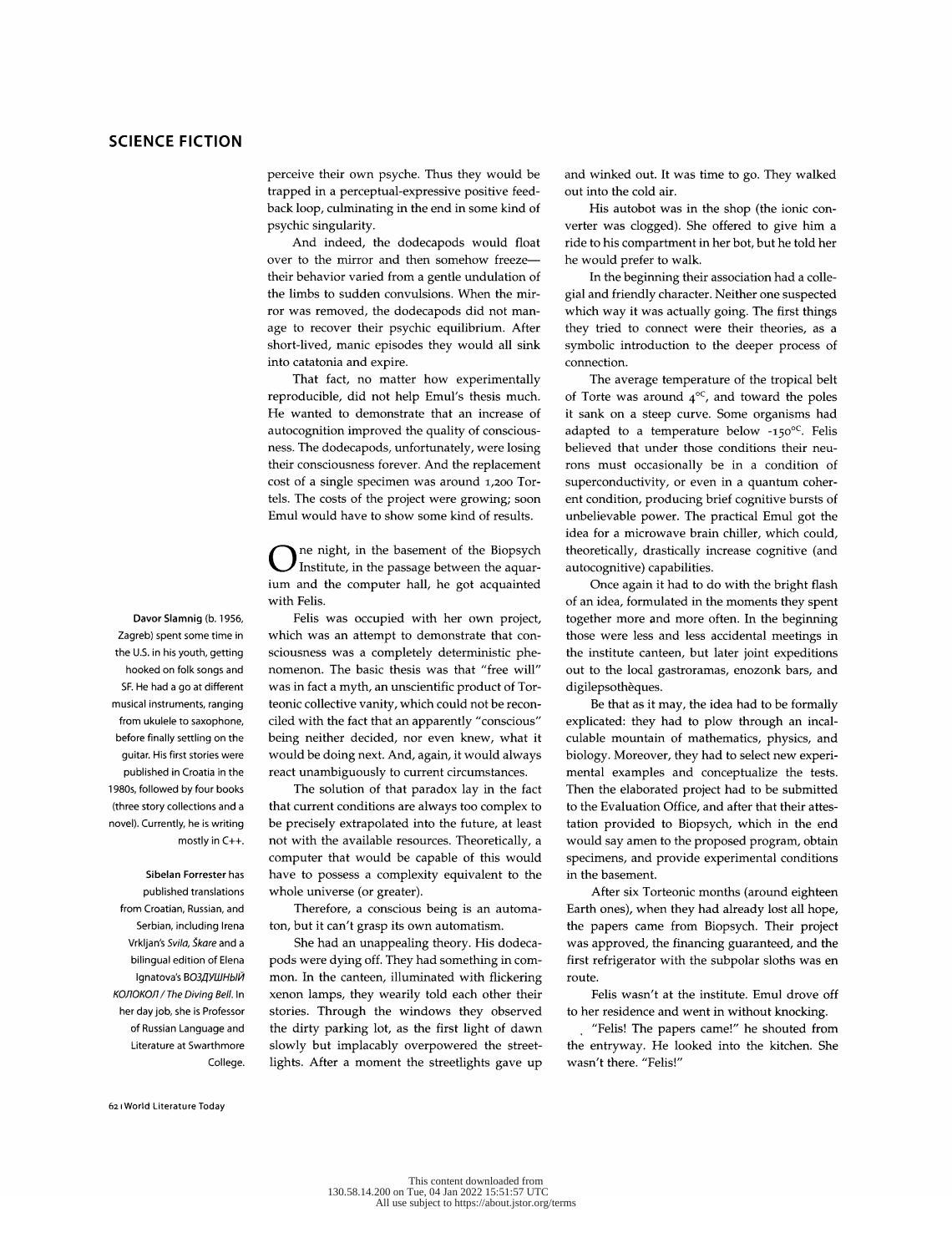perceive their own psyche. Thus they would be trapped in a perceptual-expressive positive feedback loop, culminating in the end in some kind of psychic singularity.

And indeed, the dodecapods would float over to the mirror and then somehow freeze—their behavior varied from a gentle undulation of the limbs to sudden convulsions. When the mirror was removed, the dodecapods did not manage to recover their psychic equilibrium. After short-lived, manic episodes they would all sink into catatonia and expire.

That fact, no matter how experimentally reproducible, did not help Emul's thesis much. He wanted to demonstrate that an increase of autocognition improved the quality of consciousness. The dodecapods, unfortunately, were losing their consciousness forever. And the replacement cost of a single specimen was around 1,200 Tortels. The costs of the project were growing; soon Emul would have to show some kind of results.

One night, in the basement of the Biopsych Institute, in the passage between the aquarium and the computer hall, he got acquainted with Felis.

Felis was occupied with her own project, which was an attempt to demonstrate that consciousness was a completely deterministic phenomenon. The basic thesis was that "free will" was in fact a myth, an unscientific product of Torteonic collective vanity, which could not be reconciled with the fact that an apparently "conscious" being neither decided, nor even knew, what it would be doing next. And, again, it would always react unambiguously to current circumstances.

The solution of that paradox lay in the fact that current conditions are always too complex to be precisely extrapolated into the future, at least not with the available resources. Theoretically, a computer that would be capable of this would have to possess a complexity equivalent to the whole universe (or greater).

Therefore, a conscious being is an automaton, but it can't grasp its own automatism.

She had an unappealing theory. His dodecapods were dying off. They had something in common. In the canteen, illuminated with flickering xenon lamps, they wearily told each other their stories. Through the windows they observed the dirty parking lot, as the first light of dawn slowly but implacably overpowered the streetlights. After a moment the streetlights gave up and winked out. It was time to go. They walked out into the cold air.

His autobot was in the shop (the ionic converter was clogged). She offered to give him a ride to his compartment in her bot, but he told her he would prefer to walk.

In the beginning their association had a collegial and friendly character. Neither one suspected which way it was actually going. The first things they tried to connect were their theories, as a symbolic introduction to the deeper process of connection.

The average temperature of the tropical belt of Torte was around 4°C, and toward the poles it sank on a steep curve. Some organisms had adapted to a temperature below -150°C. Felis believed that under those conditions their neurons must occasionally be in a condition of superconductivity, or even in a quantum coherent condition, producing brief cognitive bursts of unbelievable power. The practical Emul got the idea for a microwave brain chiller, which could, theoretically, drastically increase cognitive (and autocognitive) capabilities.

Once again it had to do with the bright flash of an idea, formulated in the moments they spent together more and more often. In the beginning those were less and less accidental meetings in the institute canteen, but later joint expeditions out to the local gastroramas, enozonk bars, and digilepsothèques.

Be that as it may, the idea had to be formally explicated: they had to plow through an incalculable mountain of mathematics, physics, and biology. Moreover, they had to select new experimental examples and conceptualize the tests. Then the elaborated project had to be submitted to the Evaluation Office, and after that their attestation provided to Biopsych, which in the end would say amen to the proposed program, obtain specimens, and provide experimental conditions in the basement.

After six Torteonic months (around eighteen Earth ones), when they had already lost all hope, the papers came from Biopsych. Their project was approved, the financing guaranteed, and the first refrigerator with the subpolar sloths was en route.

Felis wasn't at the institute. Emul drove off to her residence and went in without knocking.

"Felis! The papers came!" he shouted from the entryway. He looked into the kitchen. She wasn't there. "Felis!"

**Davor Slamnig** (b. 1956, Zagreb) spent some time in the U.S. in his youth, getting hooked on folk songs and SF. He had a go at different musical instruments, ranging from ukulele to saxophone, before finally settling on the guitar. His first stories were published in Croatia in the 1980s, followed by four books (three story collections and a novel). Currently, he is writing mostly in C++.

**Sibelan Forrester** has published translations from Croatian, Russian, and Serbian, including Irena Vrkljan's *Svila, Škare* and a bilingual edition of Elena Ignatova's *ВОЗДУШНЫЙ КОЛОКОЛ / The Diving Bell*. In her day job, she is Professor of Russian Language and Literature at Swarthmore College.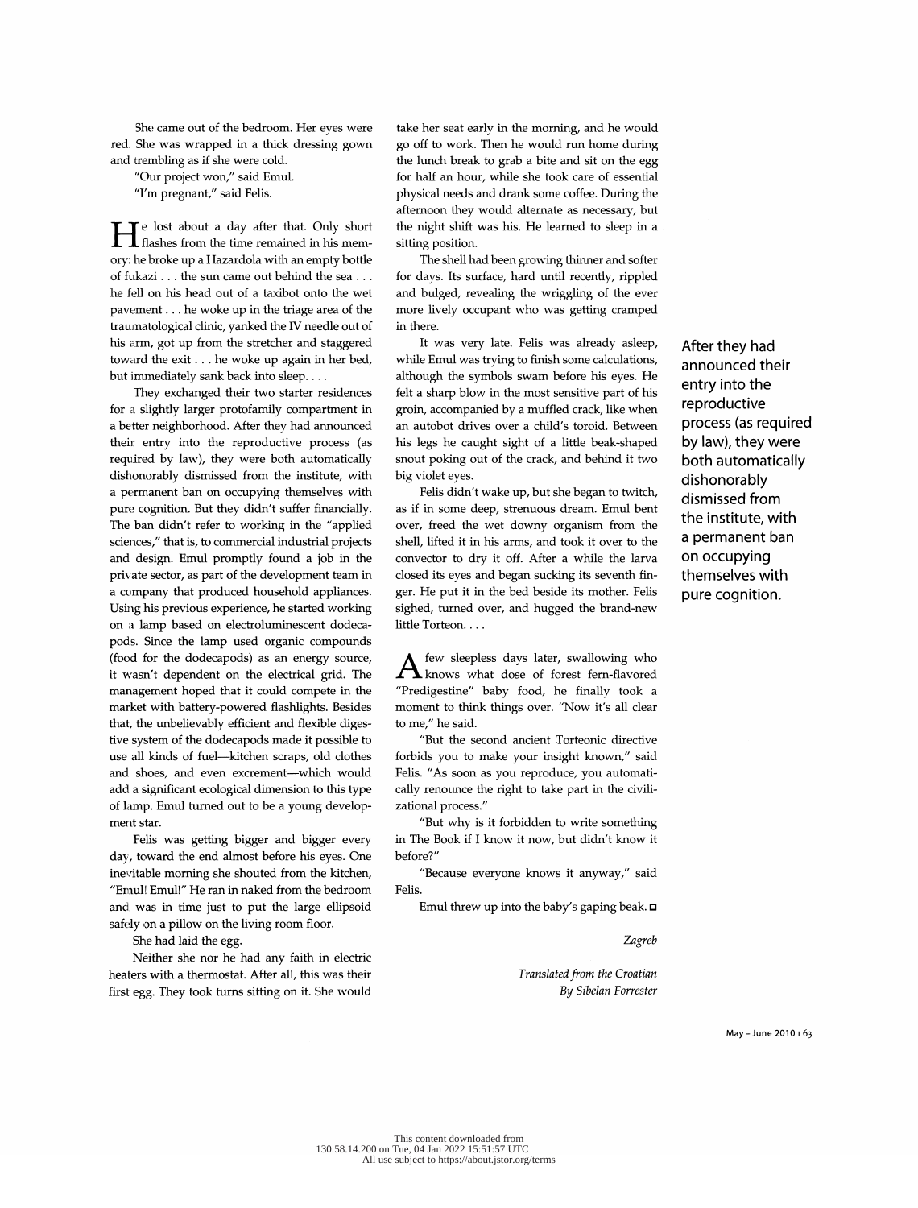She came out of the bedroom. Her eyes were red. She was wrapped in a thick dressing gown and trembling as if she were cold.

"Our project won," said Emul.

"I'm pregnant," said Felis.

He lost about a day after that. Only short flashes from the time remained in his memory: he broke up a Hazardola with an empty bottle of fukazi . . . the sun came out behind the sea . . . he fell on his head out of a taxibot onto the wet pavement . . . he woke up in the triage area of the traumatological clinic, yanked the IV needle out of his arm, got up from the stretcher and staggered toward the exit . . . he woke up again in her bed, but immediately sank back into sleep. . . .

They exchanged their two starter residences for a slightly larger protofamily compartment in a better neighborhood. After they had announced their entry into the reproductive process (as required by law), they were both automatically dishonorably dismissed from the institute, with a permanent ban on occupying themselves with pure cognition. But they didn't suffer financially. The ban didn't refer to working in the "applied sciences," that is, to commercial industrial projects and design. Emul promptly found a job in the private sector, as part of the development team in a company that produced household appliances. Using his previous experience, he started working on a lamp based on electroluminescent dodecapods. Since the lamp used organic compounds (food for the dodecapods) as an energy source, it wasn't dependent on the electrical grid. The management hoped that it could compete in the market with battery-powered flashlights. Besides that, the unbelievably efficient and flexible digestive system of the dodecapods made it possible to use all kinds of fuel—kitchen scraps, old clothes and shoes, and even excrement—which would add a significant ecological dimension to this type of lamp. Emul turned out to be a young development star.

Felis was getting bigger and bigger every day, toward the end almost before his eyes. One inevitable morning she shouted from the kitchen, "Emul! Emul!" He ran in naked from the bedroom and was in time just to put the large ellipsoid safely on a pillow on the living room floor.

She had laid the egg.

Neither she nor he had any faith in electric heaters with a thermostat. After all, this was their first egg. They took turns sitting on it. She would take her seat early in the morning, and he would go off to work. Then he would run home during the lunch break to grab a bite and sit on the egg for half an hour, while she took care of essential physical needs and drank some coffee. During the afternoon they would alternate as necessary, but the night shift was his. He learned to sleep in a sitting position.

The shell had been growing thinner and softer for days. Its surface, hard until recently, rippled and bulged, revealing the wriggling of the ever more lively occupant who was getting cramped in there.

It was very late. Felis was already asleep, while Emul was trying to finish some calculations, although the symbols swam before his eyes. He felt a sharp blow in the most sensitive part of his groin, accompanied by a muffled crack, like when an autobot drives over a child's toroid. Between his legs he caught sight of a little beak-shaped snout poking out of the crack, and behind it two big violet eyes.

Felis didn't wake up, but she began to twitch, as if in some deep, strenuous dream. Emul bent over, freed the wet downy organism from the shell, lifted it in his arms, and took it over to the convector to dry it off. After a while the larva closed its eyes and began sucking its seventh finger. He put it in the bed beside its mother. Felis sighed, turned over, and hugged the brand-new little Torteon. . . .

A few sleepless days later, swallowing who knows what dose of forest fern-flavored "Predigestine" baby food, he finally took a moment to think things over. "Now it's all clear to me," he said.

"But the second ancient Torteonic directive forbids you to make your insight known," said Felis. "As soon as you reproduce, you automatically renounce the right to take part in the civilizational process."

"But why is it forbidden to write something in The Book if I know it now, but didn't know it before?"

"Because everyone knows it anyway," said Felis.

Emul threw up into the baby's gaping beak. ◻

*Zagreb*

*Translated from the Croatian*
*By Sibelan Forrester*